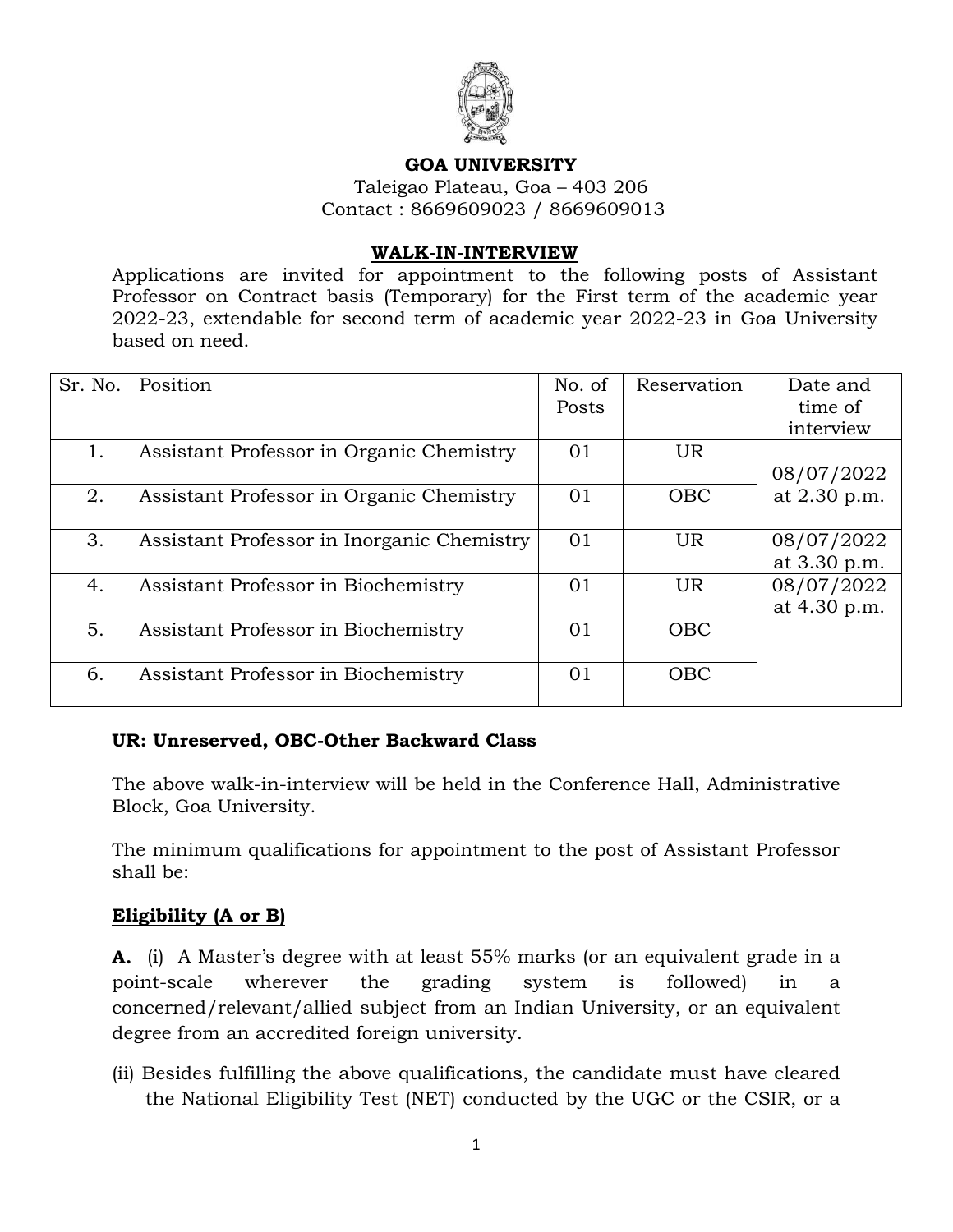**GOA UNIVERSITY**

Taleigao Plateau, Goa – 403 206

Contact : 8669609023 / 8669609013

**WALK-IN-INTERVIEW**

Applications are invited for appointment to the following posts of Assistant Professor on Contract basis (Temporary) for the First term of the academic year 2022-23, extendable for second term of academic year 2022-23 in Goa University based on need.

| Sr. No. | Position | No. of Posts | Reservation | Date and time of interview |
|---|---|---|---|---|
| 1. | Assistant Professor in Organic Chemistry | 01 | UR | 08/07/2022 at 2.30 p.m. |
| 2. | Assistant Professor in Organic Chemistry | 01 | OBC | |
| 3. | Assistant Professor in Inorganic Chemistry | 01 | UR | 08/07/2022 at 3.30 p.m. |
| 4. | Assistant Professor in Biochemistry | 01 | UR | 08/07/2022 at 4.30 p.m. |
| 5. | Assistant Professor in Biochemistry | 01 | OBC | |
| 6. | Assistant Professor in Biochemistry | 01 | OBC | |

**UR: Unreserved, OBC-Other Backward Class**

The above walk-in-interview will be held in the Conference Hall, Administrative Block, Goa University.

The minimum qualifications for appointment to the post of Assistant Professor shall be:

**Eligibility (A or B)**

**A.** (i) A Master's degree with at least 55% marks (or an equivalent grade in a point-scale wherever the grading system is followed) in a concerned/relevant/allied subject from an Indian University, or an equivalent degree from an accredited foreign university.

(ii) Besides fulfilling the above qualifications, the candidate must have cleared the National Eligibility Test (NET) conducted by the UGC or the CSIR, or a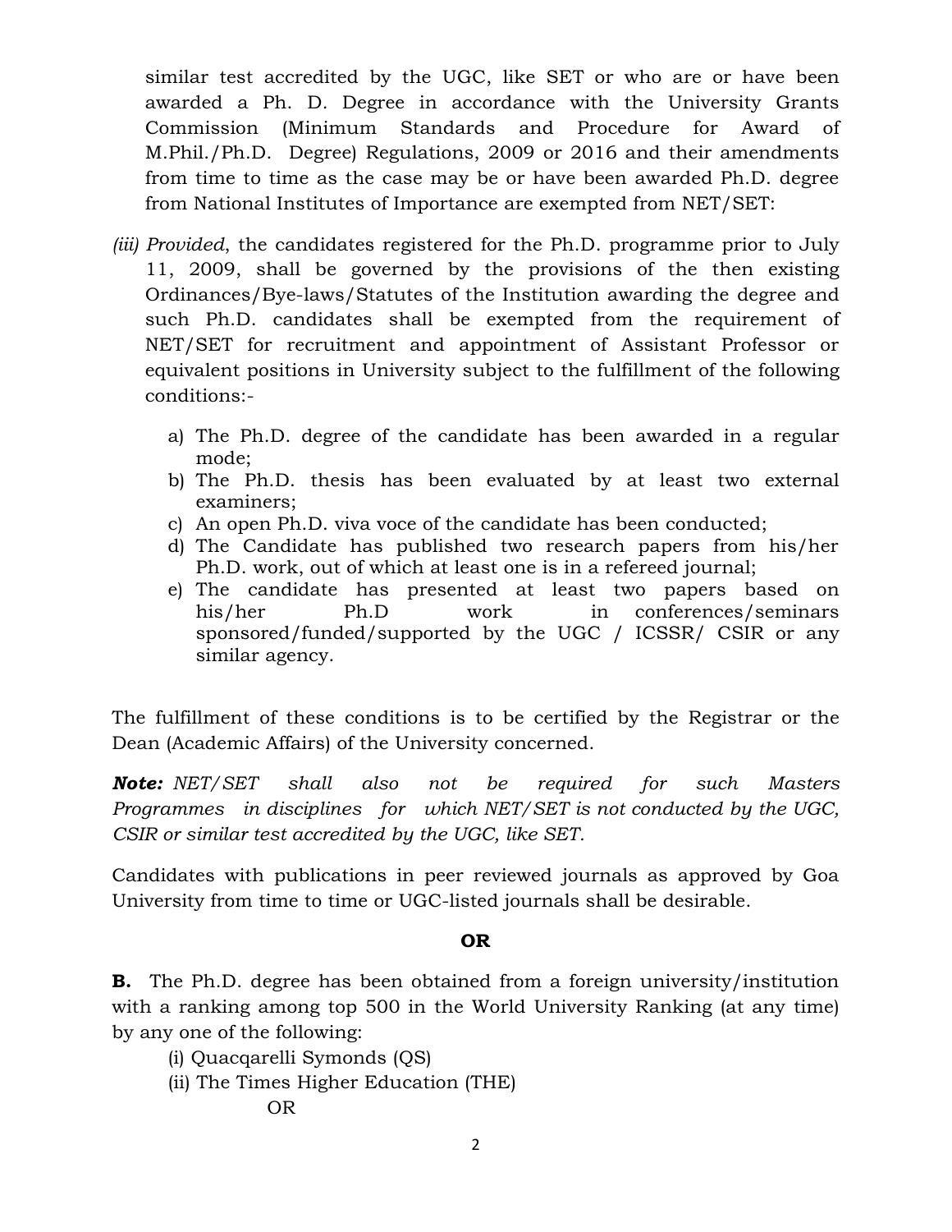similar test accredited by the UGC, like SET or who are or have been awarded a Ph. D. Degree in accordance with the University Grants Commission (Minimum Standards and Procedure for Award of M.Phil./Ph.D. Degree) Regulations, 2009 or 2016 and their amendments from time to time as the case may be or have been awarded Ph.D. degree from National Institutes of Importance are exempted from NET/SET:

*(iii) Provided*, the candidates registered for the Ph.D. programme prior to July 11, 2009, shall be governed by the provisions of the then existing Ordinances/Bye-laws/Statutes of the Institution awarding the degree and such Ph.D. candidates shall be exempted from the requirement of NET/SET for recruitment and appointment of Assistant Professor or equivalent positions in University subject to the fulfillment of the following conditions:-

a) The Ph.D. degree of the candidate has been awarded in a regular mode;
b) The Ph.D. thesis has been evaluated by at least two external examiners;
c) An open Ph.D. viva voce of the candidate has been conducted;
d) The Candidate has published two research papers from his/her Ph.D. work, out of which at least one is in a refereed journal;
e) The candidate has presented at least two papers based on his/her Ph.D work in conferences/seminars sponsored/funded/supported by the UGC / ICSSR/ CSIR or any similar agency.

The fulfillment of these conditions is to be certified by the Registrar or the Dean (Academic Affairs) of the University concerned.

***Note:*** *NET/SET shall also not be required for such Masters Programmes in disciplines for which NET/SET is not conducted by the UGC, CSIR or similar test accredited by the UGC, like SET.*

Candidates with publications in peer reviewed journals as approved by Goa University from time to time or UGC-listed journals shall be desirable.

**OR**

**B.** The Ph.D. degree has been obtained from a foreign university/institution with a ranking among top 500 in the World University Ranking (at any time) by any one of the following:

(i) Quacqarelli Symonds (QS)
(ii) The Times Higher Education (THE)

OR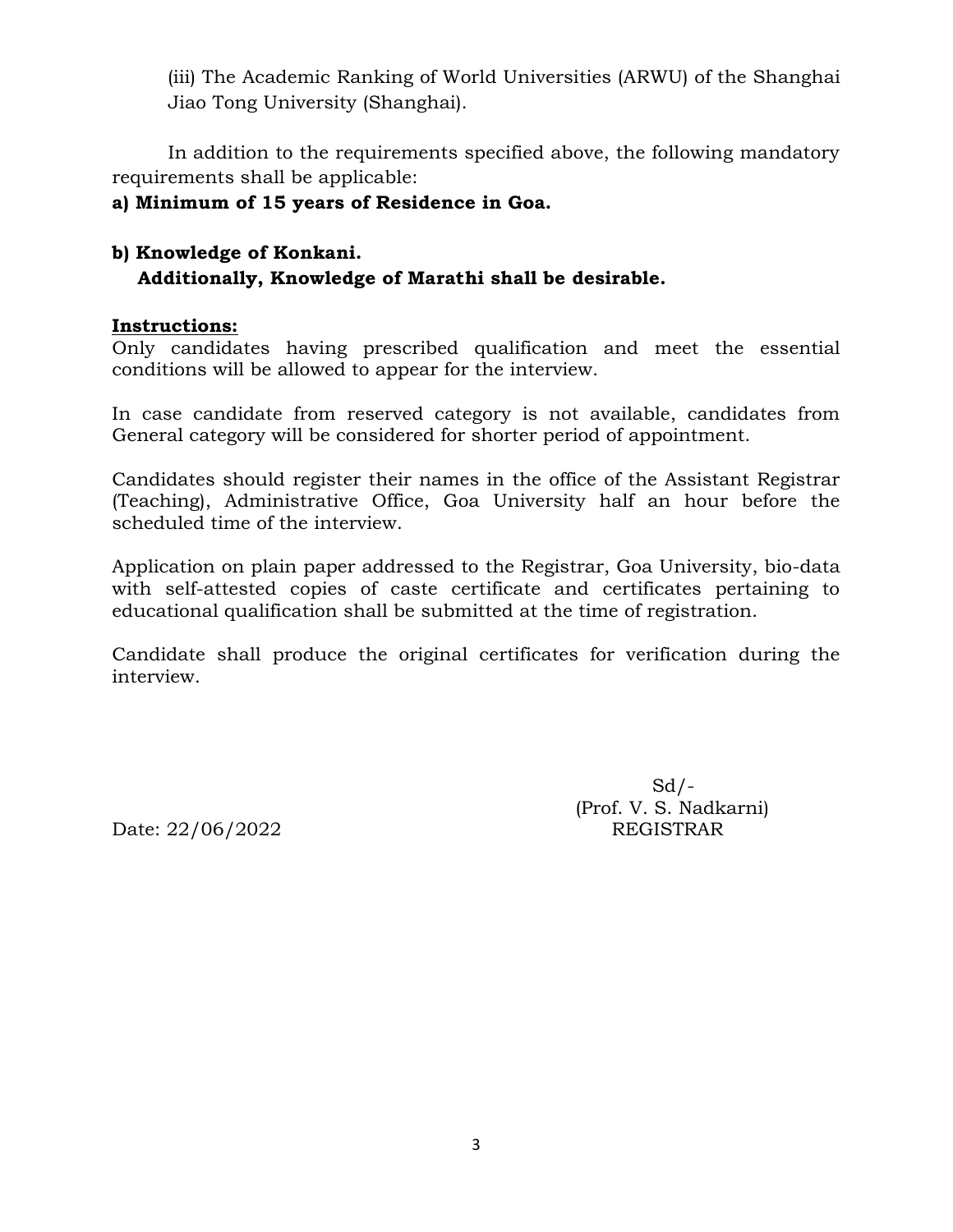(iii) The Academic Ranking of World Universities (ARWU) of the Shanghai Jiao Tong University (Shanghai).

In addition to the requirements specified above, the following mandatory requirements shall be applicable:

**a) Minimum of 15 years of Residence in Goa.**

**b) Knowledge of Konkani.**
**Additionally, Knowledge of Marathi shall be desirable.**

**Instructions:**

Only candidates having prescribed qualification and meet the essential conditions will be allowed to appear for the interview.

In case candidate from reserved category is not available, candidates from General category will be considered for shorter period of appointment.

Candidates should register their names in the office of the Assistant Registrar (Teaching), Administrative Office, Goa University half an hour before the scheduled time of the interview.

Application on plain paper addressed to the Registrar, Goa University, bio-data with self-attested copies of caste certificate and certificates pertaining to educational qualification shall be submitted at the time of registration.

Candidate shall produce the original certificates for verification during the interview.

Sd/-
(Prof. V. S. Nadkarni)
REGISTRAR

Date: 22/06/2022